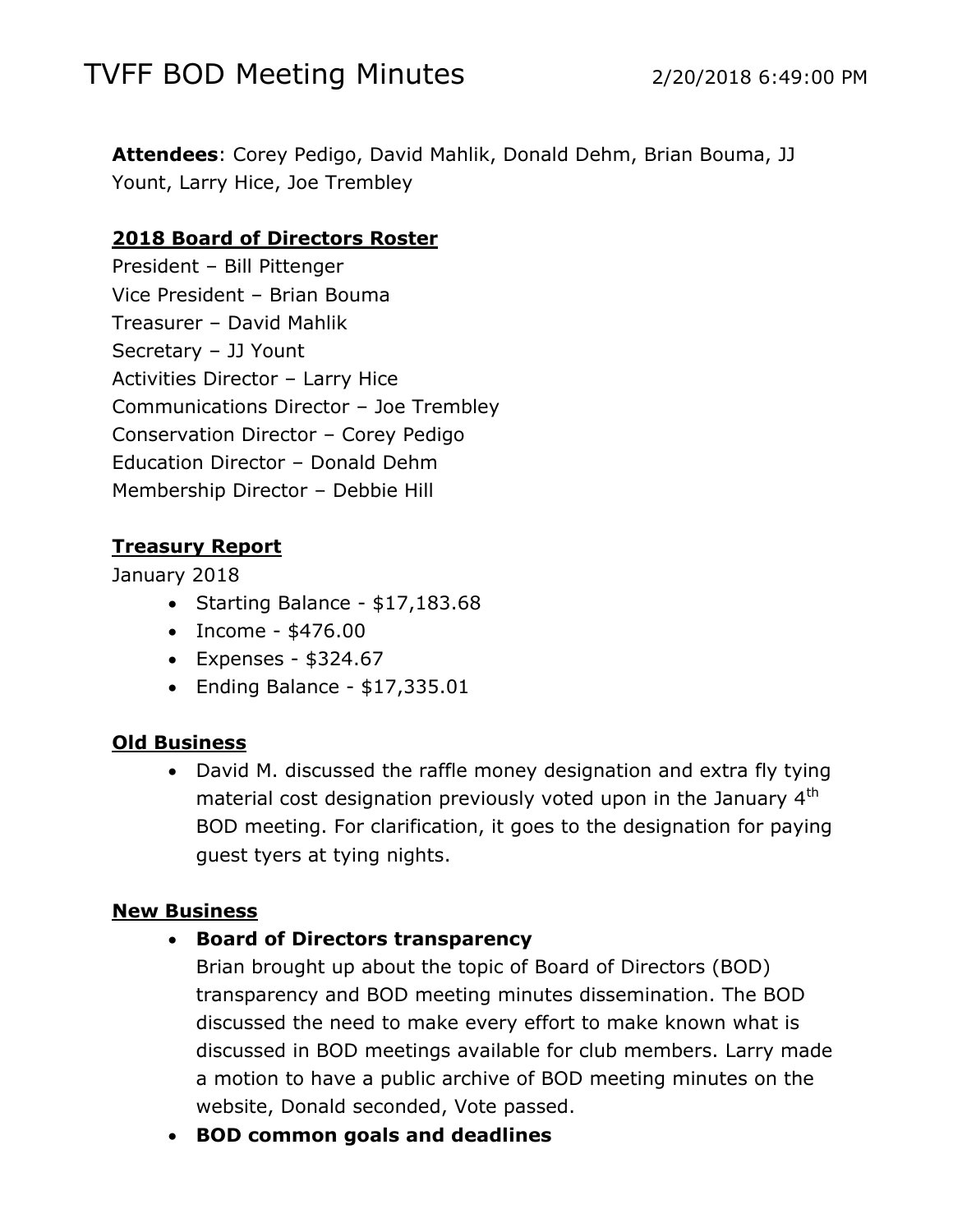# TVFF BOD Meeting Minutes

2/20/2018 6:49:00 PM

**Attendees**: Corey Pedigo, David Mahlik, Donald Dehm, Brian Bouma, JJ Yount, Larry Hice, Joe Trembley

## 2018 Board of Directors Roster

President – Bill Pittenger
Vice President – Brian Bouma
Treasurer – David Mahlik
Secretary – JJ Yount
Activities Director – Larry Hice
Communications Director – Joe Trembley
Conservation Director – Corey Pedigo
Education Director – Donald Dehm
Membership Director – Debbie Hill

## Treasury Report

January 2018

- Starting Balance - $17,183.68
- Income - $476.00
- Expenses - $324.67
- Ending Balance - $17,335.01

## Old Business

- David M. discussed the raffle money designation and extra fly tying material cost designation previously voted upon in the January 4th BOD meeting. For clarification, it goes to the designation for paying guest tyers at tying nights.

## New Business

- **Board of Directors transparency**
  Brian brought up about the topic of Board of Directors (BOD) transparency and BOD meeting minutes dissemination. The BOD discussed the need to make every effort to make known what is discussed in BOD meetings available for club members. Larry made a motion to have a public archive of BOD meeting minutes on the website, Donald seconded, Vote passed.
- **BOD common goals and deadlines**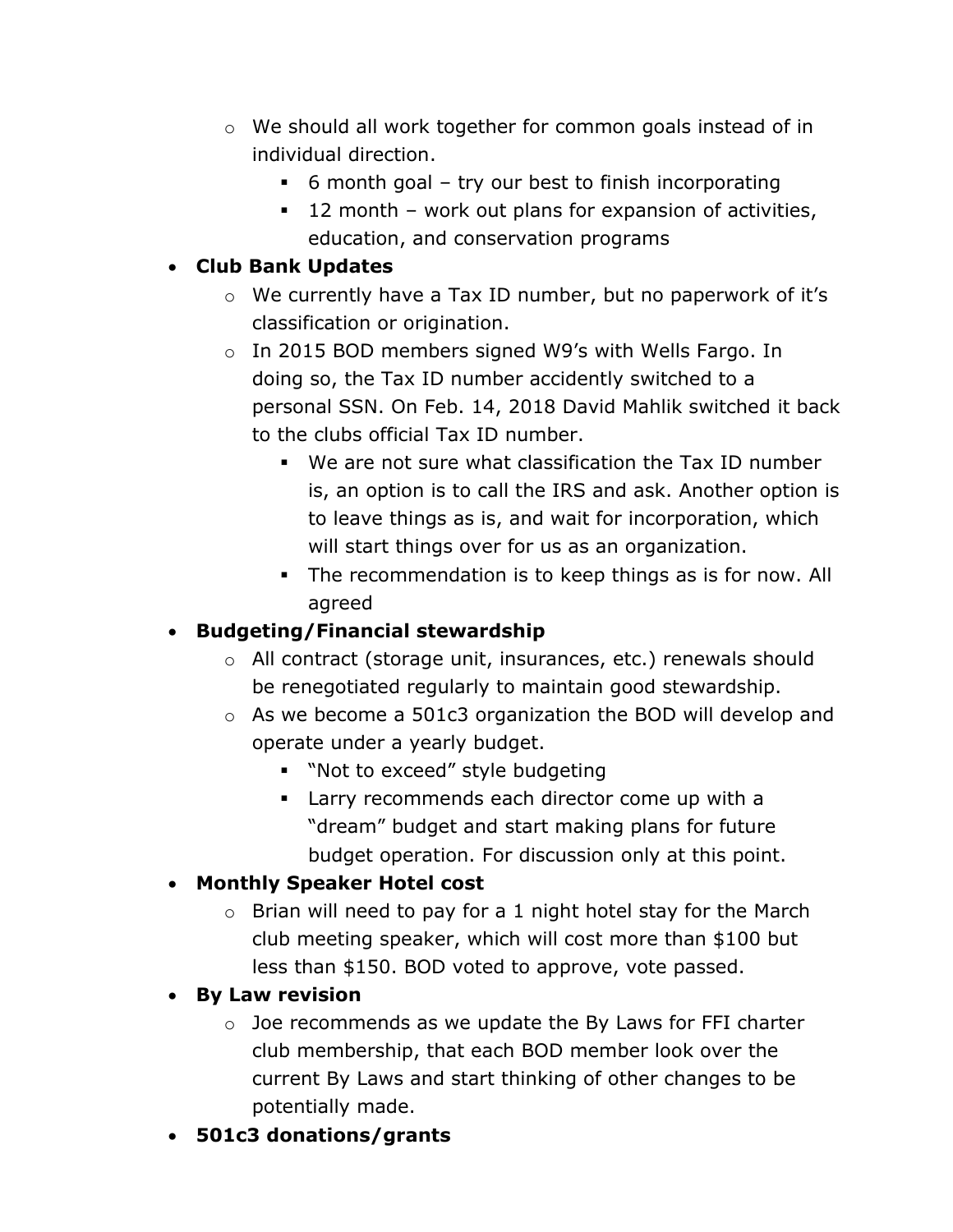- We should all work together for common goals instead of in individual direction.
    - 6 month goal – try our best to finish incorporating
    - 12 month – work out plans for expansion of activities, education, and conservation programs
- **Club Bank Updates**
    - We currently have a Tax ID number, but no paperwork of it's classification or origination.
    - In 2015 BOD members signed W9's with Wells Fargo. In doing so, the Tax ID number accidently switched to a personal SSN. On Feb. 14, 2018 David Mahlik switched it back to the clubs official Tax ID number.
        - We are not sure what classification the Tax ID number is, an option is to call the IRS and ask. Another option is to leave things as is, and wait for incorporation, which will start things over for us as an organization.
        - The recommendation is to keep things as is for now. All agreed
- **Budgeting/Financial stewardship**
    - All contract (storage unit, insurances, etc.) renewals should be renegotiated regularly to maintain good stewardship.
    - As we become a 501c3 organization the BOD will develop and operate under a yearly budget.
        - "Not to exceed" style budgeting
        - Larry recommends each director come up with a "dream" budget and start making plans for future budget operation. For discussion only at this point.
- **Monthly Speaker Hotel cost**
    - Brian will need to pay for a 1 night hotel stay for the March club meeting speaker, which will cost more than $100 but less than $150. BOD voted to approve, vote passed.
- **By Law revision**
    - Joe recommends as we update the By Laws for FFI charter club membership, that each BOD member look over the current By Laws and start thinking of other changes to be potentially made.
- **501c3 donations/grants**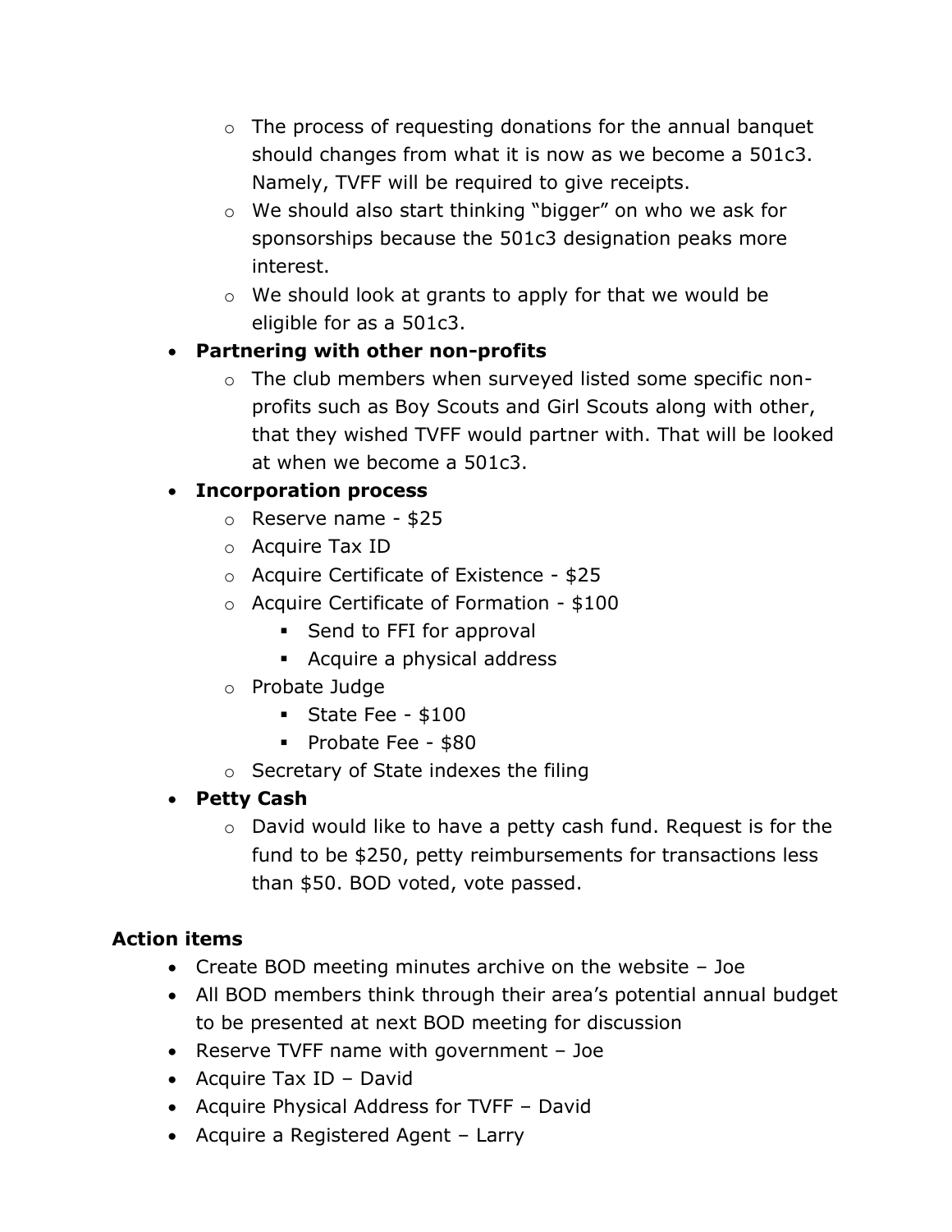- The process of requesting donations for the annual banquet should changes from what it is now as we become a 501c3. Namely, TVFF will be required to give receipts.
    - We should also start thinking “bigger” on who we ask for sponsorships because the 501c3 designation peaks more interest.
    - We should look at grants to apply for that we would be eligible for as a 501c3.
- **Partnering with other non-profits**
    - The club members when surveyed listed some specific non-profits such as Boy Scouts and Girl Scouts along with other, that they wished TVFF would partner with. That will be looked at when we become a 501c3.
- **Incorporation process**
    - Reserve name - $25
    - Acquire Tax ID
    - Acquire Certificate of Existence - $25
    - Acquire Certificate of Formation - $100
        - Send to FFI for approval
        - Acquire a physical address
    - Probate Judge
        - State Fee - $100
        - Probate Fee - $80
    - Secretary of State indexes the filing
- **Petty Cash**
    - David would like to have a petty cash fund. Request is for the fund to be $250, petty reimbursements for transactions less than $50. BOD voted, vote passed.

**Action items**

- Create BOD meeting minutes archive on the website – Joe
- All BOD members think through their area’s potential annual budget to be presented at next BOD meeting for discussion
- Reserve TVFF name with government – Joe
- Acquire Tax ID – David
- Acquire Physical Address for TVFF – David
- Acquire a Registered Agent – Larry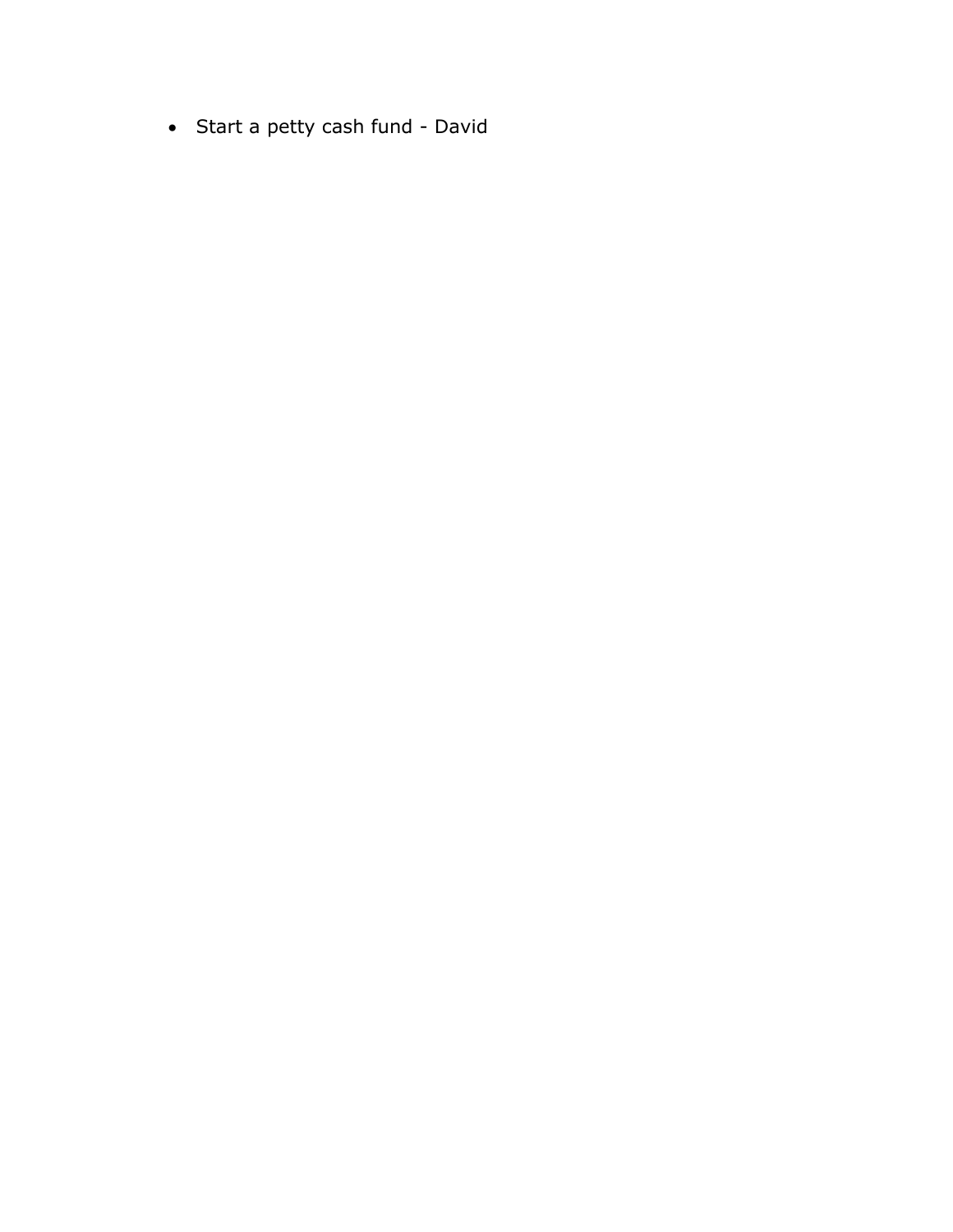- Start a petty cash fund - David